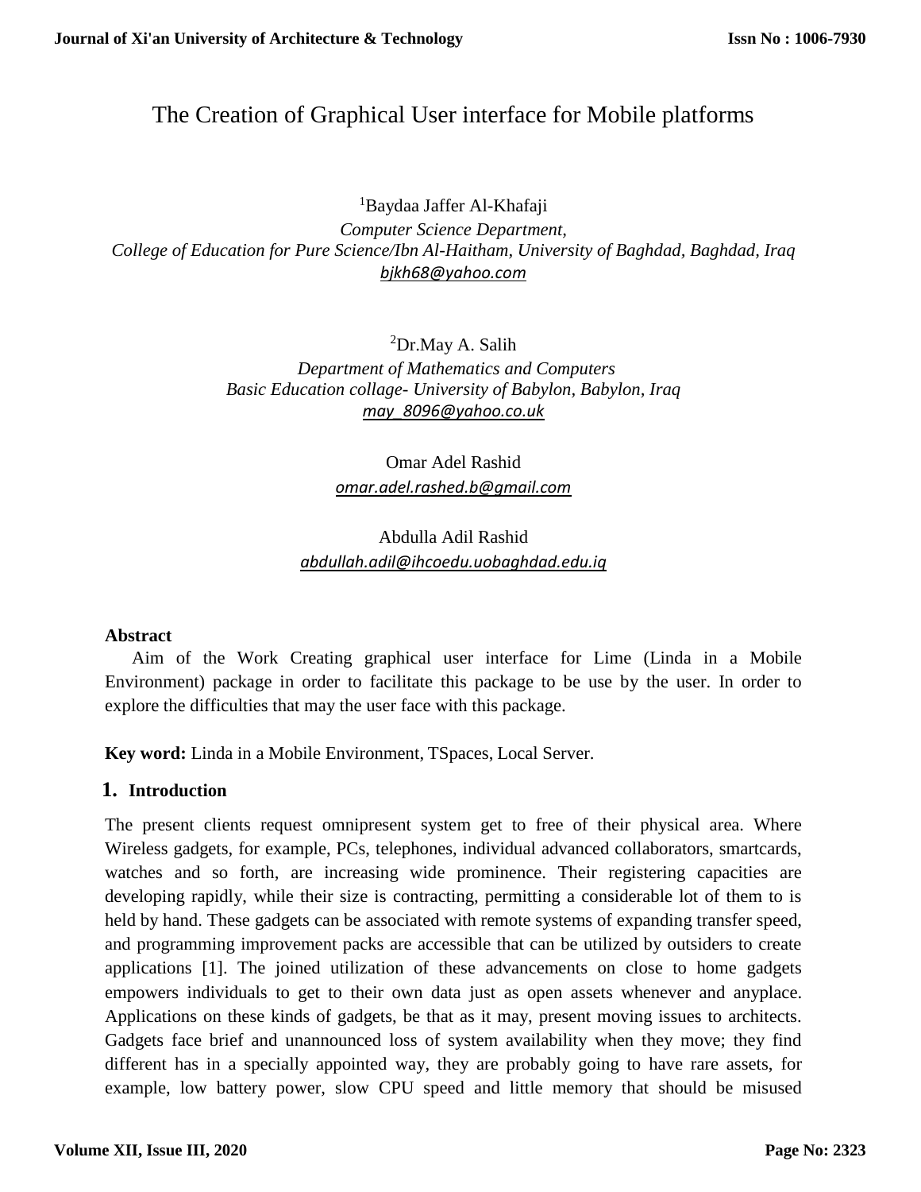# The Creation of Graphical User interface for Mobile platforms

[1]Baydaa Jaffer Al-Khafaji

*Computer Science Department,*
*College of Education for Pure Science/Ibn Al-Haitham, University of Baghdad, Baghdad, Iraq*
bjkh68@yahoo.com

[2]Dr.May A. Salih

*Department of Mathematics and Computers*
*Basic Education collage- University of Babylon, Babylon, Iraq*
may_8096@yahoo.co.uk

Omar Adel Rashid
omar.adel.rashed.b@gmail.com

Abdulla Adil Rashid
abdullah.adil@ihcoedu.uobaghdad.edu.iq

**Abstract**

Aim of the Work Creating graphical user interface for Lime (Linda in a Mobile Environment) package in order to facilitate this package to be use by the user. In order to explore the difficulties that may the user face with this package.

**Key word:** Linda in a Mobile Environment, TSpaces, Local Server.

## 1. Introduction

The present clients request omnipresent system get to free of their physical area. Where Wireless gadgets, for example, PCs, telephones, individual advanced collaborators, smartcards, watches and so forth, are increasing wide prominence. Their registering capacities are developing rapidly, while their size is contracting, permitting a considerable lot of them to is held by hand. These gadgets can be associated with remote systems of expanding transfer speed, and programming improvement packs are accessible that can be utilized by outsiders to create applications [1]. The joined utilization of these advancements on close to home gadgets empowers individuals to get to their own data just as open assets whenever and anyplace. Applications on these kinds of gadgets, be that as it may, present moving issues to architects. Gadgets face brief and unannounced loss of system availability when they move; they find different has in a specially appointed way, they are probably going to have rare assets, for example, low battery power, slow CPU speed and little memory that should be misused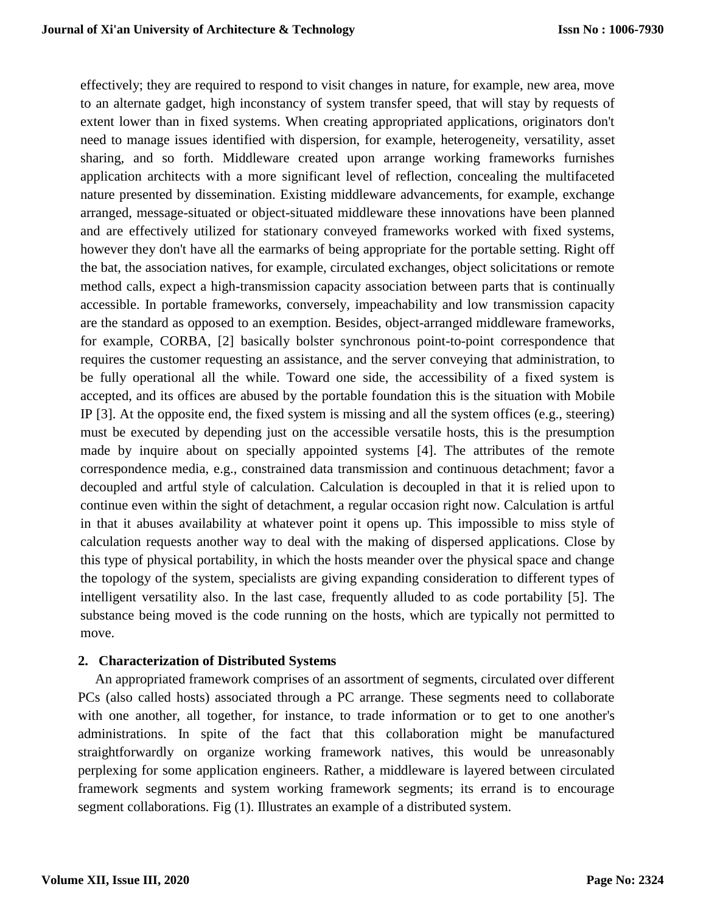effectively; they are required to respond to visit changes in nature, for example, new area, move to an alternate gadget, high inconstancy of system transfer speed, that will stay by requests of extent lower than in fixed systems. When creating appropriated applications, originators don't need to manage issues identified with dispersion, for example, heterogeneity, versatility, asset sharing, and so forth. Middleware created upon arrange working frameworks furnishes application architects with a more significant level of reflection, concealing the multifaceted nature presented by dissemination. Existing middleware advancements, for example, exchange arranged, message-situated or object-situated middleware these innovations have been planned and are effectively utilized for stationary conveyed frameworks worked with fixed systems, however they don't have all the earmarks of being appropriate for the portable setting. Right off the bat, the association natives, for example, circulated exchanges, object solicitations or remote method calls, expect a high-transmission capacity association between parts that is continually accessible. In portable frameworks, conversely, impeachability and low transmission capacity are the standard as opposed to an exemption. Besides, object-arranged middleware frameworks, for example, CORBA, [2] basically bolster synchronous point-to-point correspondence that requires the customer requesting an assistance, and the server conveying that administration, to be fully operational all the while. Toward one side, the accessibility of a fixed system is accepted, and its offices are abused by the portable foundation this is the situation with Mobile IP [3]. At the opposite end, the fixed system is missing and all the system offices (e.g., steering) must be executed by depending just on the accessible versatile hosts, this is the presumption made by inquire about on specially appointed systems [4]. The attributes of the remote correspondence media, e.g., constrained data transmission and continuous detachment; favor a decoupled and artful style of calculation. Calculation is decoupled in that it is relied upon to continue even within the sight of detachment, a regular occasion right now. Calculation is artful in that it abuses availability at whatever point it opens up. This impossible to miss style of calculation requests another way to deal with the making of dispersed applications. Close by this type of physical portability, in which the hosts meander over the physical space and change the topology of the system, specialists are giving expanding consideration to different types of intelligent versatility also. In the last case, frequently alluded to as code portability [5]. The substance being moved is the code running on the hosts, which are typically not permitted to move.

## 2. Characterization of Distributed Systems

An appropriated framework comprises of an assortment of segments, circulated over different PCs (also called hosts) associated through a PC arrange. These segments need to collaborate with one another, all together, for instance, to trade information or to get to one another's administrations. In spite of the fact that this collaboration might be manufactured straightforwardly on organize working framework natives, this would be unreasonably perplexing for some application engineers. Rather, a middleware is layered between circulated framework segments and system working framework segments; its errand is to encourage segment collaborations. Fig (1). Illustrates an example of a distributed system.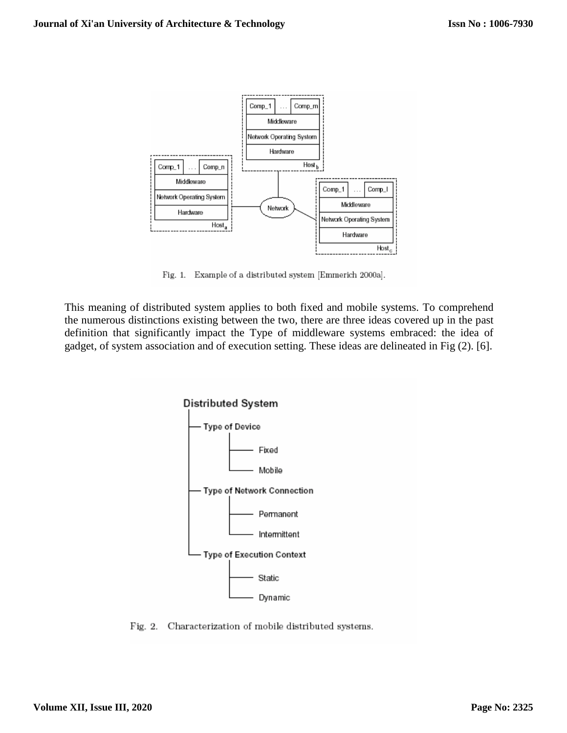Fig. 1. Example of a distributed system [Emmerich 2000a].

This meaning of distributed system applies to both fixed and mobile systems. To comprehend the numerous distinctions existing between the two, there are three ideas covered up in the past definition that significantly impact the Type of middleware systems embraced: the idea of gadget, of system association and of execution setting. These ideas are delineated in Fig (2). [6].

Fig. 2. Characterization of mobile distributed systems.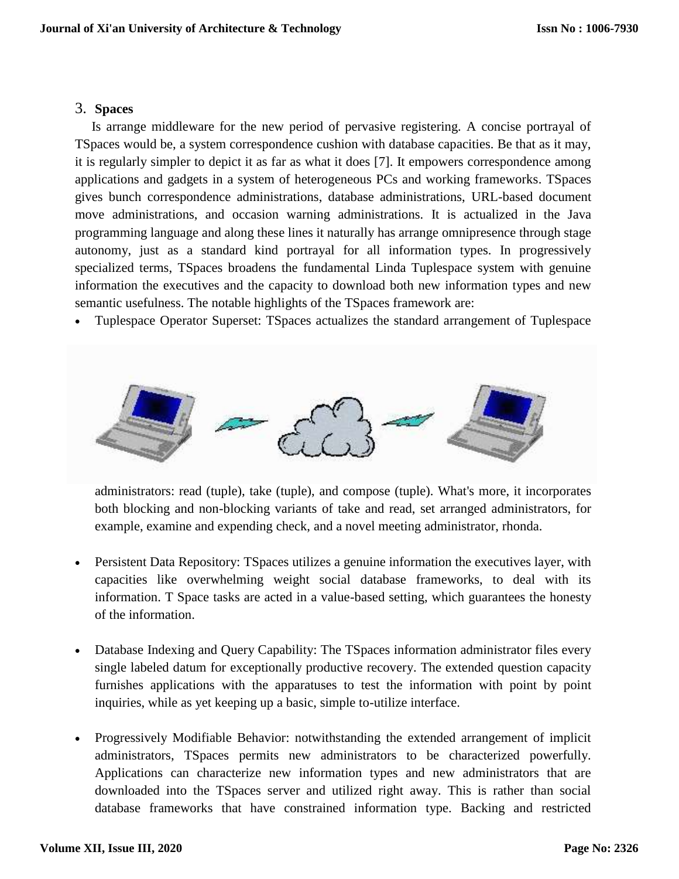## 3. Spaces

Is arrange middleware for the new period of pervasive registering. A concise portrayal of TSpaces would be, a system correspondence cushion with database capacities. Be that as it may, it is regularly simpler to depict it as far as what it does [7]. It empowers correspondence among applications and gadgets in a system of heterogeneous PCs and working frameworks. TSpaces gives bunch correspondence administrations, database administrations, URL-based document move administrations, and occasion warning administrations. It is actualized in the Java programming language and along these lines it naturally has arrange omnipresence through stage autonomy, just as a standard kind portrayal for all information types. In progressively specialized terms, TSpaces broadens the fundamental Linda Tuplespace system with genuine information the executives and the capacity to download both new information types and new semantic usefulness. The notable highlights of the TSpaces framework are:

- Tuplespace Operator Superset: TSpaces actualizes the standard arrangement of Tuplespace administrators: read (tuple), take (tuple), and compose (tuple). What's more, it incorporates both blocking and non-blocking variants of take and read, set arranged administrators, for example, examine and expending check, and a novel meeting administrator, rhonda.

- Persistent Data Repository: TSpaces utilizes a genuine information the executives layer, with capacities like overwhelming weight social database frameworks, to deal with its information. T Space tasks are acted in a value-based setting, which guarantees the honesty of the information.

- Database Indexing and Query Capability: The TSpaces information administrator files every single labeled datum for exceptionally productive recovery. The extended question capacity furnishes applications with the apparatuses to test the information with point by point inquiries, while as yet keeping up a basic, simple to-utilize interface.

- Progressively Modifiable Behavior: notwithstanding the extended arrangement of implicit administrators, TSpaces permits new administrators to be characterized powerfully. Applications can characterize new information types and new administrators that are downloaded into the TSpaces server and utilized right away. This is rather than social database frameworks that have constrained information type. Backing and restricted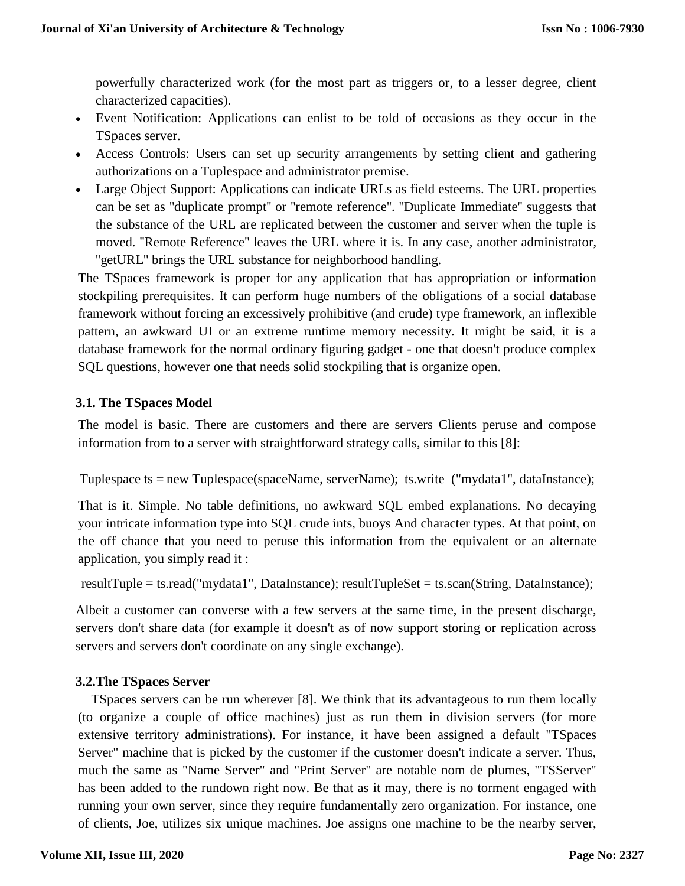powerfully characterized work (for the most part as triggers or, to a lesser degree, client characterized capacities).

- Event Notification: Applications can enlist to be told of occasions as they occur in the TSpaces server.
- Access Controls: Users can set up security arrangements by setting client and gathering authorizations on a Tuplespace and administrator premise.
- Large Object Support: Applications can indicate URLs as field esteems. The URL properties can be set as "duplicate prompt" or "remote reference". "Duplicate Immediate" suggests that the substance of the URL are replicated between the customer and server when the tuple is moved. "Remote Reference" leaves the URL where it is. In any case, another administrator, "getURL" brings the URL substance for neighborhood handling.

The TSpaces framework is proper for any application that has appropriation or information stockpiling prerequisites. It can perform huge numbers of the obligations of a social database framework without forcing an excessively prohibitive (and crude) type framework, an inflexible pattern, an awkward UI or an extreme runtime memory necessity. It might be said, it is a database framework for the normal ordinary figuring gadget - one that doesn't produce complex SQL questions, however one that needs solid stockpiling that is organize open.

### 3.1. The TSpaces Model

The model is basic. There are customers and there are servers Clients peruse and compose information from to a server with straightforward strategy calls, similar to this [8]:

```
Tuplespace ts = new Tuplespace(spaceName, serverName);  ts.write  ("mydata1", dataInstance);
```

That is it. Simple. No table definitions, no awkward SQL embed explanations. No decaying your intricate information type into SQL crude ints, buoys And character types. At that point, on the off chance that you need to peruse this information from the equivalent or an alternate application, you simply read it :

```
resultTuple = ts.read("mydata1", DataInstance); resultTupleSet = ts.scan(String, DataInstance);
```

Albeit a customer can converse with a few servers at the same time, in the present discharge, servers don't share data (for example it doesn't as of now support storing or replication across servers and servers don't coordinate on any single exchange).

### 3.2.The TSpaces Server

TSpaces servers can be run wherever [8]. We think that its advantageous to run them locally (to organize a couple of office machines) just as run them in division servers (for more extensive territory administrations). For instance, it have been assigned a default "TSpaces Server" machine that is picked by the customer if the customer doesn't indicate a server. Thus, much the same as "Name Server" and "Print Server" are notable nom de plumes, "TSServer" has been added to the rundown right now. Be that as it may, there is no torment engaged with running your own server, since they require fundamentally zero organization. For instance, one of clients, Joe, utilizes six unique machines. Joe assigns one machine to be the nearby server,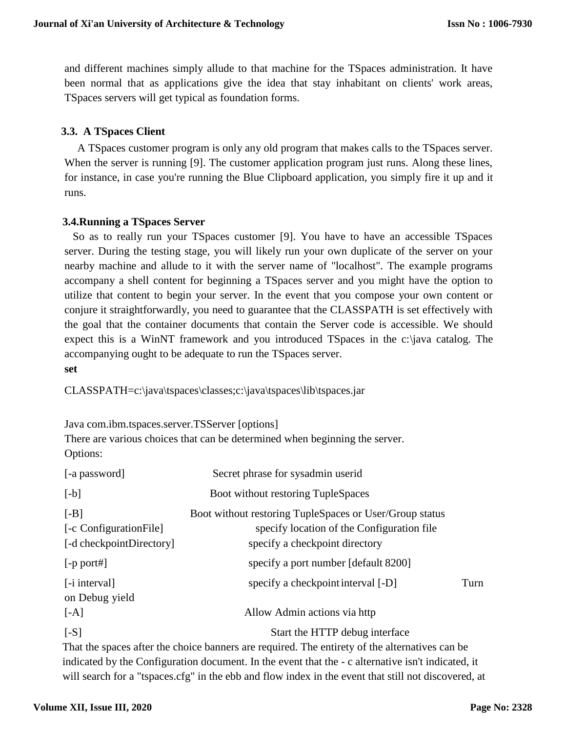and different machines simply allude to that machine for the TSpaces administration. It have been normal that as applications give the idea that stay inhabitant on clients' work areas, TSpaces servers will get typical as foundation forms.

### 3.3. A TSpaces Client

A TSpaces customer program is only any old program that makes calls to the TSpaces server. When the server is running [9]. The customer application program just runs. Along these lines, for instance, in case you're running the Blue Clipboard application, you simply fire it up and it runs.

### 3.4.Running a TSpaces Server

So as to really run your TSpaces customer [9]. You have to have an accessible TSpaces server. During the testing stage, you will likely run your own duplicate of the server on your nearby machine and allude to it with the server name of "localhost". The example programs accompany a shell content for beginning a TSpaces server and you might have the option to utilize that content to begin your server. In the event that you compose your own content or conjure it straightforwardly, you need to guarantee that the CLASSPATH is set effectively with the goal that the container documents that contain the Server code is accessible. We should expect this is a WinNT framework and you introduced TSpaces in the c:\java catalog. The accompanying ought to be adequate to run the TSpaces server.

**set**

CLASSPATH=c:\java\tspaces\classes;c:\java\tspaces\lib\tspaces.jar

Java com.ibm.tspaces.server.TSServer [options]

There are various choices that can be determined when beginning the server.

Options:

| | |
|---|---|
| [-a password] | Secret phrase for sysadmin userid |
| [-b] | Boot without restoring TupleSpaces |
| [-B] | Boot without restoring TupleSpaces or User/Group status |
| [-c ConfigurationFile] | specify location of the Configuration file |
| [-d checkpointDirectory] | specify a checkpoint directory |
| [-p port#] | specify a port number [default 8200] |
| [-i interval] | specify a checkpoint interval |
| [-D] | Turn on Debug yield |
| [-A] | Allow Admin actions via http |
| [-S] | Start the HTTP debug interface |

That the spaces after the choice banners are required. The entirety of the alternatives can be indicated by the Configuration document. In the event that the - c alternative isn't indicated, it will search for a "tspaces.cfg" in the ebb and flow index in the event that still not discovered, at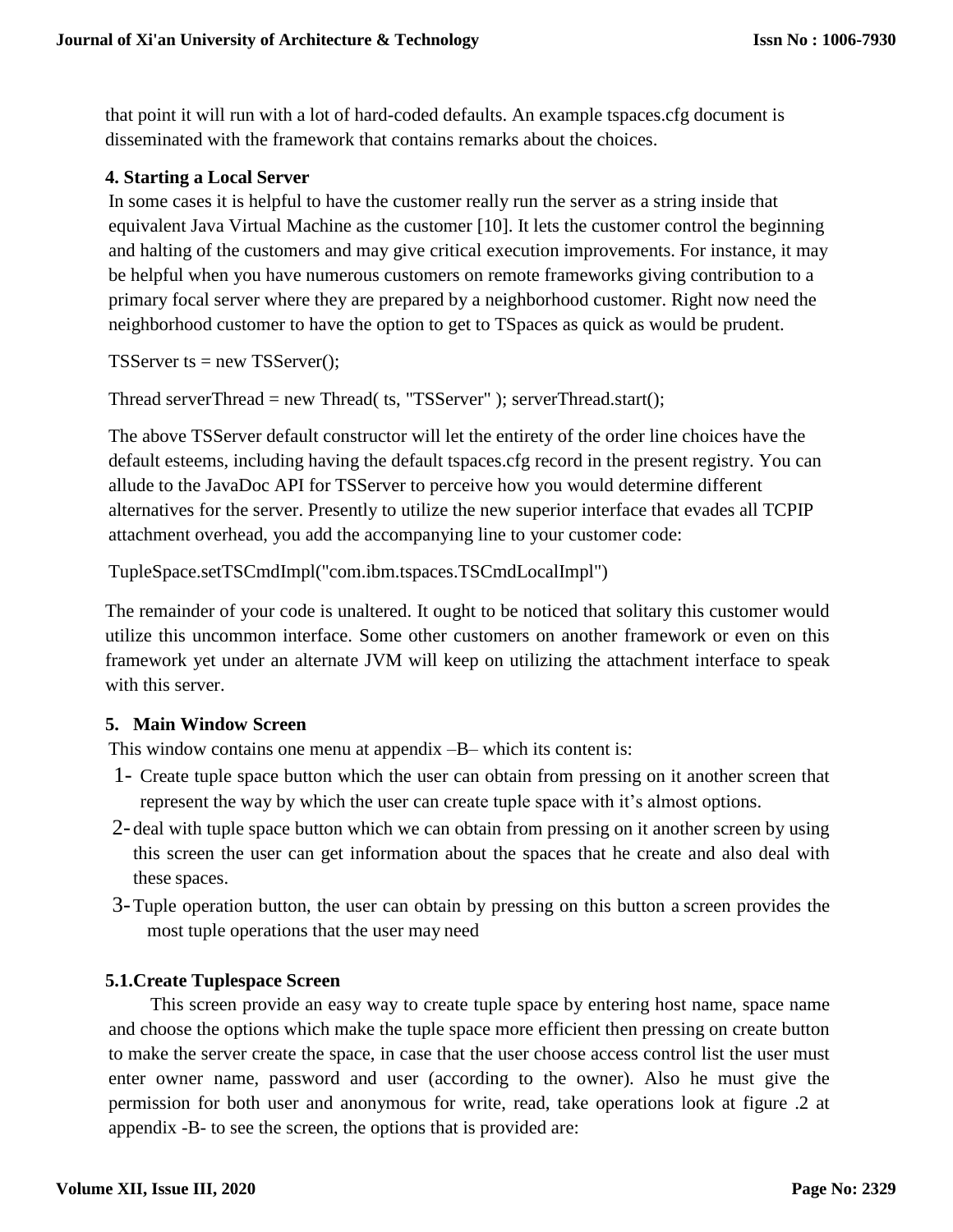that point it will run with a lot of hard-coded defaults. An example tspaces.cfg document is disseminated with the framework that contains remarks about the choices.

## 4. Starting a Local Server

In some cases it is helpful to have the customer really run the server as a string inside that equivalent Java Virtual Machine as the customer [10]. It lets the customer control the beginning and halting of the customers and may give critical execution improvements. For instance, it may be helpful when you have numerous customers on remote frameworks giving contribution to a primary focal server where they are prepared by a neighborhood customer. Right now need the neighborhood customer to have the option to get to TSpaces as quick as would be prudent.

```
TSServer ts = new TSServer();

Thread serverThread = new Thread( ts, "TSServer" ); serverThread.start();
```

The above TSServer default constructor will let the entirety of the order line choices have the default esteems, including having the default tspaces.cfg record in the present registry. You can allude to the JavaDoc API for TSServer to perceive how you would determine different alternatives for the server. Presently to utilize the new superior interface that evades all TCPIP attachment overhead, you add the accompanying line to your customer code:

```
TupleSpace.setTSCmdImpl("com.ibm.tspaces.TSCmdLocalImpl")
```

The remainder of your code is unaltered. It ought to be noticed that solitary this customer would utilize this uncommon interface. Some other customers on another framework or even on this framework yet under an alternate JVM will keep on utilizing the attachment interface to speak with this server.

## 5. Main Window Screen

This window contains one menu at appendix –B– which its content is:

1- Create tuple space button which the user can obtain from pressing on it another screen that represent the way by which the user can create tuple space with it's almost options.

2- deal with tuple space button which we can obtain from pressing on it another screen by using this screen the user can get information about the spaces that he create and also deal with these spaces.

3- Tuple operation button, the user can obtain by pressing on this button a screen provides the most tuple operations that the user may need

### 5.1. Create Tuplespace Screen

This screen provide an easy way to create tuple space by entering host name, space name and choose the options which make the tuple space more efficient then pressing on create button to make the server create the space, in case that the user choose access control list the user must enter owner name, password and user (according to the owner). Also he must give the permission for both user and anonymous for write, read, take operations look at figure .2 at appendix -B- to see the screen, the options that is provided are: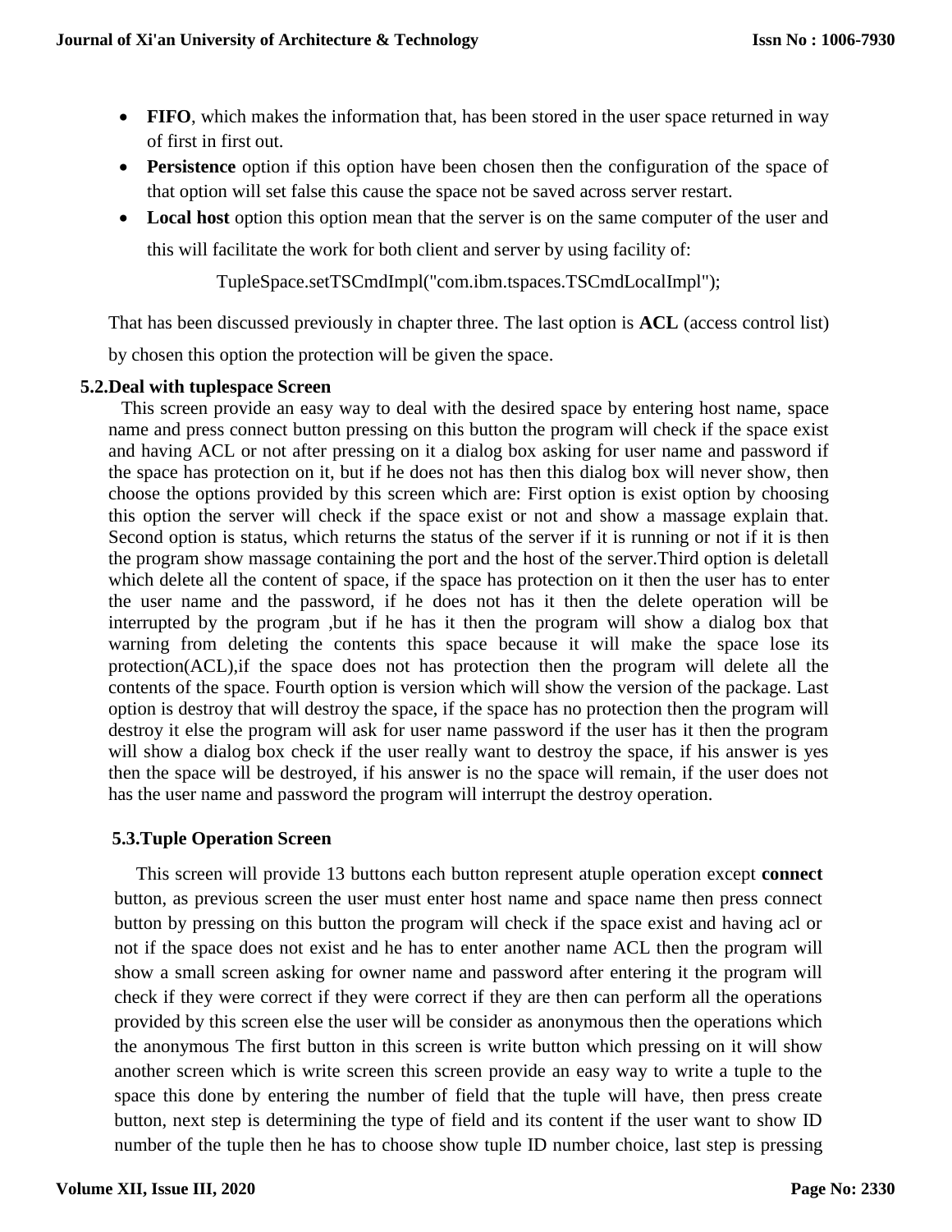- **FIFO**, which makes the information that, has been stored in the user space returned in way of first in first out.
- **Persistence** option if this option have been chosen then the configuration of the space of that option will set false this cause the space not be saved across server restart.
- **Local host** option this option mean that the server is on the same computer of the user and this will facilitate the work for both client and server by using facility of:

  TupleSpace.setTSCmdImpl("com.ibm.tspaces.TSCmdLocalImpl");

That has been discussed previously in chapter three. The last option is **ACL** (access control list) by chosen this option the protection will be given the space.

### 5.2.Deal with tuplespace Screen

This screen provide an easy way to deal with the desired space by entering host name, space name and press connect button pressing on this button the program will check if the space exist and having ACL or not after pressing on it a dialog box asking for user name and password if the space has protection on it, but if he does not has then this dialog box will never show, then choose the options provided by this screen which are: First option is exist option by choosing this option the server will check if the space exist or not and show a massage explain that. Second option is status, which returns the status of the server if it is running or not if it is then the program show massage containing the port and the host of the server.Third option is deletall which delete all the content of space, if the space has protection on it then the user has to enter the user name and the password, if he does not has it then the delete operation will be interrupted by the program ,but if he has it then the program will show a dialog box that warning from deleting the contents this space because it will make the space lose its protection(ACL),if the space does not has protection then the program will delete all the contents of the space. Fourth option is version which will show the version of the package. Last option is destroy that will destroy the space, if the space has no protection then the program will destroy it else the program will ask for user name password if the user has it then the program will show a dialog box check if the user really want to destroy the space, if his answer is yes then the space will be destroyed, if his answer is no the space will remain, if the user does not has the user name and password the program will interrupt the destroy operation.

### 5.3.Tuple Operation Screen

This screen will provide 13 buttons each button represent atuple operation except **connect** button, as previous screen the user must enter host name and space name then press connect button by pressing on this button the program will check if the space exist and having acl or not if the space does not exist and he has to enter another name ACL then the program will show a small screen asking for owner name and password after entering it the program will check if they were correct if they were correct if they are then can perform all the operations provided by this screen else the user will be consider as anonymous then the operations which the anonymous The first button in this screen is write button which pressing on it will show another screen which is write screen this screen provide an easy way to write a tuple to the space this done by entering the number of field that the tuple will have, then press create button, next step is determining the type of field and its content if the user want to show ID number of the tuple then he has to choose show tuple ID number choice, last step is pressing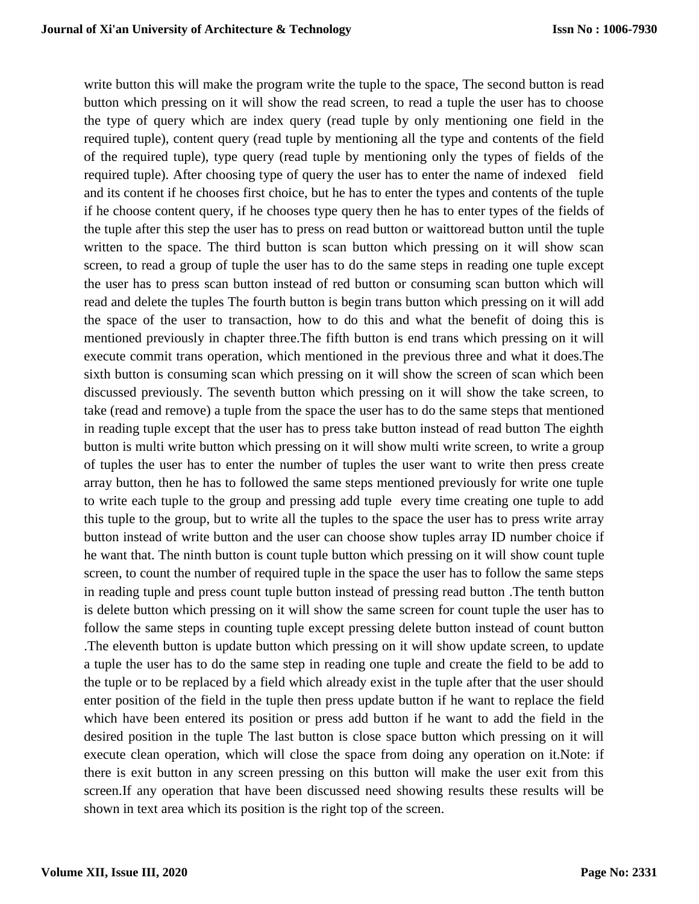write button this will make the program write the tuple to the space, The second button is read button which pressing on it will show the read screen, to read a tuple the user has to choose the type of query which are index query (read tuple by only mentioning one field in the required tuple), content query (read tuple by mentioning all the type and contents of the field of the required tuple), type query (read tuple by mentioning only the types of fields of the required tuple). After choosing type of query the user has to enter the name of indexed field and its content if he chooses first choice, but he has to enter the types and contents of the tuple if he choose content query, if he chooses type query then he has to enter types of the fields of the tuple after this step the user has to press on read button or waittoread button until the tuple written to the space. The third button is scan button which pressing on it will show scan screen, to read a group of tuple the user has to do the same steps in reading one tuple except the user has to press scan button instead of red button or consuming scan button which will read and delete the tuples The fourth button is begin trans button which pressing on it will add the space of the user to transaction, how to do this and what the benefit of doing this is mentioned previously in chapter three.The fifth button is end trans which pressing on it will execute commit trans operation, which mentioned in the previous three and what it does.The sixth button is consuming scan which pressing on it will show the screen of scan which been discussed previously. The seventh button which pressing on it will show the take screen, to take (read and remove) a tuple from the space the user has to do the same steps that mentioned in reading tuple except that the user has to press take button instead of read button The eighth button is multi write button which pressing on it will show multi write screen, to write a group of tuples the user has to enter the number of tuples the user want to write then press create array button, then he has to followed the same steps mentioned previously for write one tuple to write each tuple to the group and pressing add tuple every time creating one tuple to add this tuple to the group, but to write all the tuples to the space the user has to press write array button instead of write button and the user can choose show tuples array ID number choice if he want that. The ninth button is count tuple button which pressing on it will show count tuple screen, to count the number of required tuple in the space the user has to follow the same steps in reading tuple and press count tuple button instead of pressing read button .The tenth button is delete button which pressing on it will show the same screen for count tuple the user has to follow the same steps in counting tuple except pressing delete button instead of count button .The eleventh button is update button which pressing on it will show update screen, to update a tuple the user has to do the same step in reading one tuple and create the field to be add to the tuple or to be replaced by a field which already exist in the tuple after that the user should enter position of the field in the tuple then press update button if he want to replace the field which have been entered its position or press add button if he want to add the field in the desired position in the tuple The last button is close space button which pressing on it will execute clean operation, which will close the space from doing any operation on it.Note: if there is exit button in any screen pressing on this button will make the user exit from this screen.If any operation that have been discussed need showing results these results will be shown in text area which its position is the right top of the screen.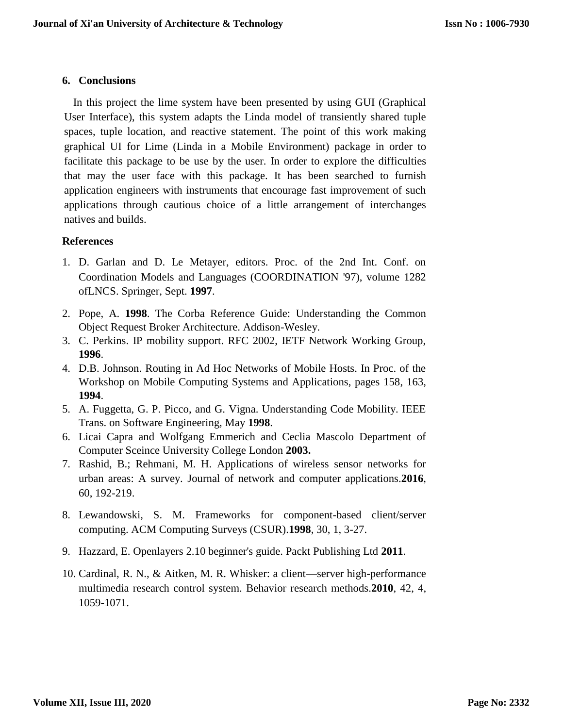## 6. Conclusions

In this project the lime system have been presented by using GUI (Graphical User Interface), this system adapts the Linda model of transiently shared tuple spaces, tuple location, and reactive statement. The point of this work making graphical UI for Lime (Linda in a Mobile Environment) package in order to facilitate this package to be use by the user. In order to explore the difficulties that may the user face with this package. It has been searched to furnish application engineers with instruments that encourage fast improvement of such applications through cautious choice of a little arrangement of interchanges natives and builds.

## References

1. D. Garlan and D. Le Metayer, editors. Proc. of the 2nd Int. Conf. on Coordination Models and Languages (COORDINATION '97), volume 1282 ofLNCS. Springer, Sept. **1997**.
2. Pope, A. **1998**. The Corba Reference Guide: Understanding the Common Object Request Broker Architecture. Addison-Wesley.
3. C. Perkins. IP mobility support. RFC 2002, IETF Network Working Group, **1996**.
4. D.B. Johnson. Routing in Ad Hoc Networks of Mobile Hosts. In Proc. of the Workshop on Mobile Computing Systems and Applications, pages 158, 163, **1994**.
5. A. Fuggetta, G. P. Picco, and G. Vigna. Understanding Code Mobility. IEEE Trans. on Software Engineering, May **1998**.
6. Licai Capra and Wolfgang Emmerich and Ceclia Mascolo Department of Computer Sceince University College London **2003.**
7. Rashid, B.; Rehmani, M. H. Applications of wireless sensor networks for urban areas: A survey. Journal of network and computer applications.**2016**, 60, 192-219.
8. Lewandowski, S. M. Frameworks for component-based client/server computing. ACM Computing Surveys (CSUR).**1998**, 30, 1, 3-27.
9. Hazzard, E. Openlayers 2.10 beginner's guide. Packt Publishing Ltd **2011**.
10. Cardinal, R. N., & Aitken, M. R. Whisker: a client—server high-performance multimedia research control system. Behavior research methods.**2010**, 42, 4, 1059-1071.